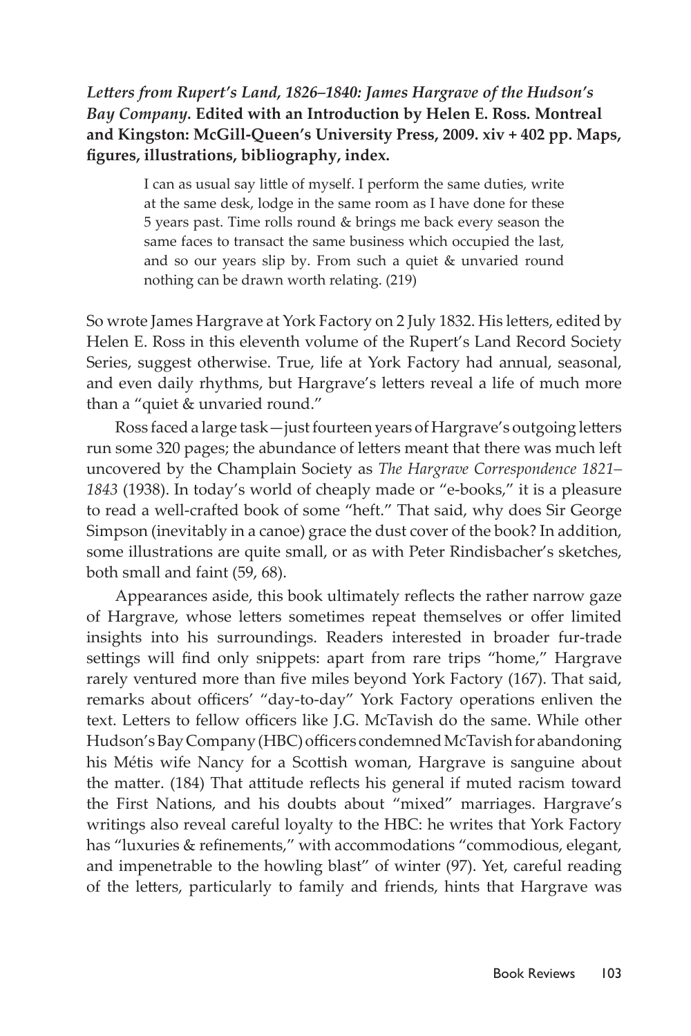***Letters from Rupert's Land, 1826–1840: James Hargrave of the Hudson's Bay Company*. Edited with an Introduction by Helen E. Ross. Montreal and Kingston: McGill-Queen's University Press, 2009. xiv + 402 pp. Maps, figures, illustrations, bibliography, index.**

> I can as usual say little of myself. I perform the same duties, write at the same desk, lodge in the same room as I have done for these 5 years past. Time rolls round & brings me back every season the same faces to transact the same business which occupied the last, and so our years slip by. From such a quiet & unvaried round nothing can be drawn worth relating. (219)

So wrote James Hargrave at York Factory on 2 July 1832. His letters, edited by Helen E. Ross in this eleventh volume of the Rupert's Land Record Society Series, suggest otherwise. True, life at York Factory had annual, seasonal, and even daily rhythms, but Hargrave's letters reveal a life of much more than a "quiet & unvaried round."

Ross faced a large task—just fourteen years of Hargrave's outgoing letters run some 320 pages; the abundance of letters meant that there was much left uncovered by the Champlain Society as *The Hargrave Correspondence 1821–1843* (1938). In today's world of cheaply made or "e-books," it is a pleasure to read a well-crafted book of some "heft." That said, why does Sir George Simpson (inevitably in a canoe) grace the dust cover of the book? In addition, some illustrations are quite small, or as with Peter Rindisbacher's sketches, both small and faint (59, 68).

Appearances aside, this book ultimately reflects the rather narrow gaze of Hargrave, whose letters sometimes repeat themselves or offer limited insights into his surroundings. Readers interested in broader fur-trade settings will find only snippets: apart from rare trips "home," Hargrave rarely ventured more than five miles beyond York Factory (167). That said, remarks about officers' "day-to-day" York Factory operations enliven the text. Letters to fellow officers like J.G. McTavish do the same. While other Hudson's Bay Company (HBC) officers condemned McTavish for abandoning his Métis wife Nancy for a Scottish woman, Hargrave is sanguine about the matter. (184) That attitude reflects his general if muted racism toward the First Nations, and his doubts about "mixed" marriages. Hargrave's writings also reveal careful loyalty to the HBC: he writes that York Factory has "luxuries & refinements," with accommodations "commodious, elegant, and impenetrable to the howling blast" of winter (97). Yet, careful reading of the letters, particularly to family and friends, hints that Hargrave was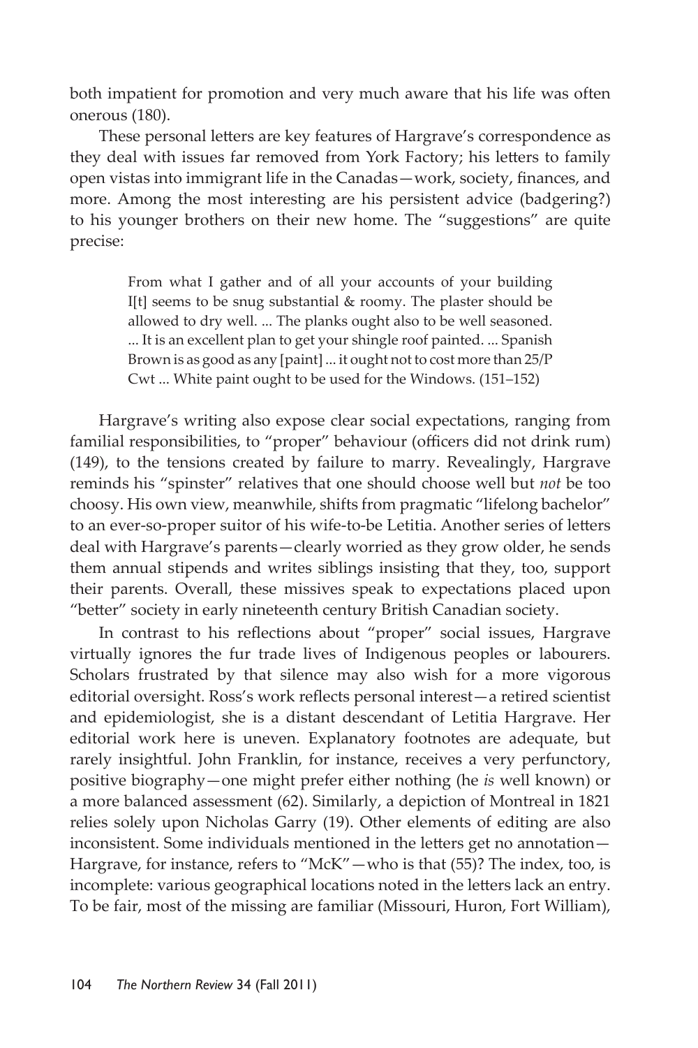both impatient for promotion and very much aware that his life was often onerous (180).

These personal letters are key features of Hargrave's correspondence as they deal with issues far removed from York Factory; his letters to family open vistas into immigrant life in the Canadas—work, society, finances, and more. Among the most interesting are his persistent advice (badgering?) to his younger brothers on their new home. The "suggestions" are quite precise:

> From what I gather and of all your accounts of your building I[t] seems to be snug substantial & roomy. The plaster should be allowed to dry well. ... The planks ought also to be well seasoned. ... It is an excellent plan to get your shingle roof painted. ... Spanish Brown is as good as any [paint] ... it ought not to cost more than 25/P Cwt ... White paint ought to be used for the Windows. (151–152)

Hargrave's writing also expose clear social expectations, ranging from familial responsibilities, to "proper" behaviour (officers did not drink rum) (149), to the tensions created by failure to marry. Revealingly, Hargrave reminds his "spinster" relatives that one should choose well but *not* be too choosy. His own view, meanwhile, shifts from pragmatic "lifelong bachelor" to an ever-so-proper suitor of his wife-to-be Letitia. Another series of letters deal with Hargrave's parents—clearly worried as they grow older, he sends them annual stipends and writes siblings insisting that they, too, support their parents. Overall, these missives speak to expectations placed upon "better" society in early nineteenth century British Canadian society.

In contrast to his reflections about "proper" social issues, Hargrave virtually ignores the fur trade lives of Indigenous peoples or labourers. Scholars frustrated by that silence may also wish for a more vigorous editorial oversight. Ross's work reflects personal interest—a retired scientist and epidemiologist, she is a distant descendant of Letitia Hargrave. Her editorial work here is uneven. Explanatory footnotes are adequate, but rarely insightful. John Franklin, for instance, receives a very perfunctory, positive biography—one might prefer either nothing (he *is* well known) or a more balanced assessment (62). Similarly, a depiction of Montreal in 1821 relies solely upon Nicholas Garry (19). Other elements of editing are also inconsistent. Some individuals mentioned in the letters get no annotation—Hargrave, for instance, refers to "McK"—who is that (55)? The index, too, is incomplete: various geographical locations noted in the letters lack an entry. To be fair, most of the missing are familiar (Missouri, Huron, Fort William),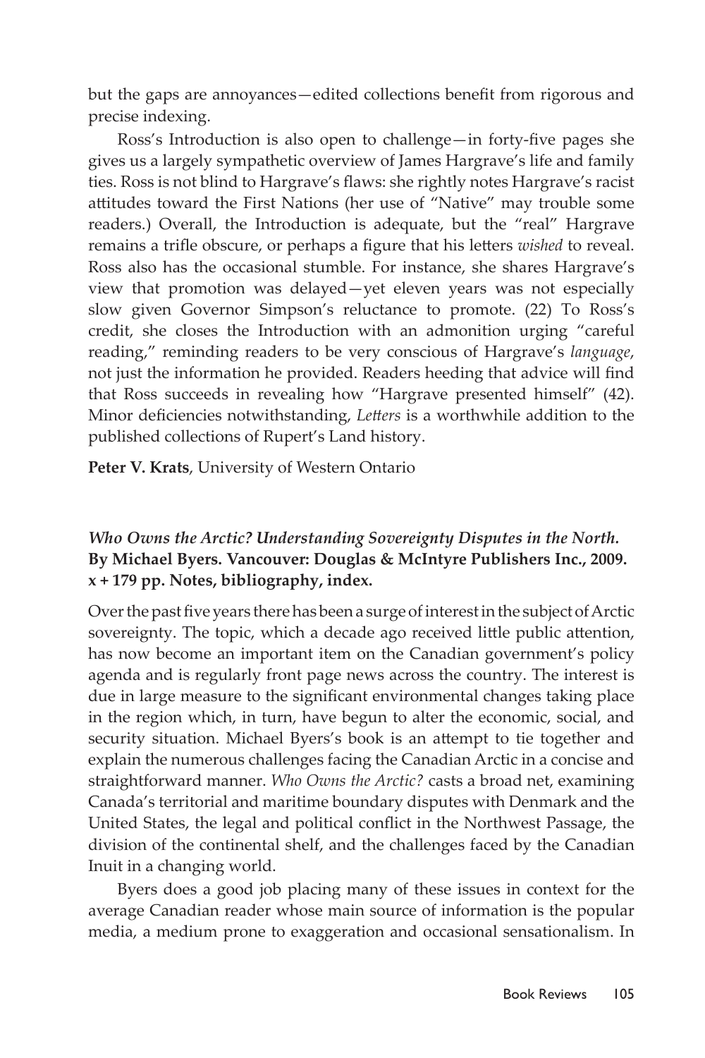but the gaps are annoyances—edited collections benefit from rigorous and precise indexing.

Ross's Introduction is also open to challenge—in forty-five pages she gives us a largely sympathetic overview of James Hargrave's life and family ties. Ross is not blind to Hargrave's flaws: she rightly notes Hargrave's racist attitudes toward the First Nations (her use of "Native" may trouble some readers.) Overall, the Introduction is adequate, but the "real" Hargrave remains a trifle obscure, or perhaps a figure that his letters *wished* to reveal. Ross also has the occasional stumble. For instance, she shares Hargrave's view that promotion was delayed—yet eleven years was not especially slow given Governor Simpson's reluctance to promote. (22) To Ross's credit, she closes the Introduction with an admonition urging "careful reading," reminding readers to be very conscious of Hargrave's *language*, not just the information he provided. Readers heeding that advice will find that Ross succeeds in revealing how "Hargrave presented himself" (42). Minor deficiencies notwithstanding, *Letters* is a worthwhile addition to the published collections of Rupert's Land history.

**Peter V. Krats**, University of Western Ontario

***Who Owns the Arctic? Understanding Sovereignty Disputes in the North.* By Michael Byers. Vancouver: Douglas & McIntyre Publishers Inc., 2009. x + 179 pp. Notes, bibliography, index.**

Over the past five years there has been a surge of interest in the subject of Arctic sovereignty. The topic, which a decade ago received little public attention, has now become an important item on the Canadian government's policy agenda and is regularly front page news across the country. The interest is due in large measure to the significant environmental changes taking place in the region which, in turn, have begun to alter the economic, social, and security situation. Michael Byers's book is an attempt to tie together and explain the numerous challenges facing the Canadian Arctic in a concise and straightforward manner. *Who Owns the Arctic?* casts a broad net, examining Canada's territorial and maritime boundary disputes with Denmark and the United States, the legal and political conflict in the Northwest Passage, the division of the continental shelf, and the challenges faced by the Canadian Inuit in a changing world.

Byers does a good job placing many of these issues in context for the average Canadian reader whose main source of information is the popular media, a medium prone to exaggeration and occasional sensationalism. In